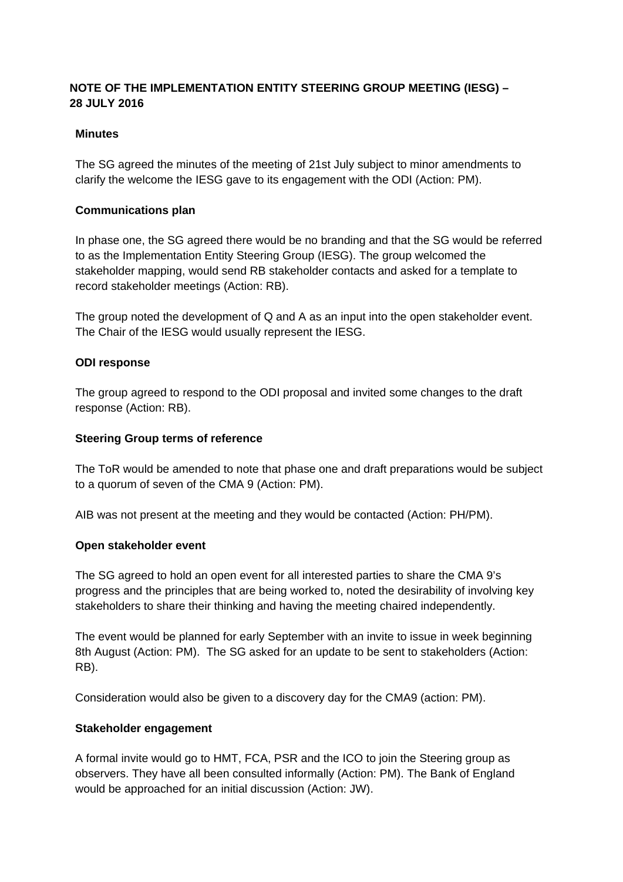# NOTE OF THE IMPLEMENTATION ENTITY STEERING GROUP MEETING (IESG) – 28 JULY 2016

## Minutes

The SG agreed the minutes of the meeting of 21st July subject to minor amendments to clarify the welcome the IESG gave to its engagement with the ODI (Action: PM).

## Communications plan

In phase one, the SG agreed there would be no branding and that the SG would be referred to as the Implementation Entity Steering Group (IESG). The group welcomed the stakeholder mapping, would send RB stakeholder contacts and asked for a template to record stakeholder meetings (Action: RB).

The group noted the development of Q and A as an input into the open stakeholder event. The Chair of the IESG would usually represent the IESG.

## ODI response

The group agreed to respond to the ODI proposal and invited some changes to the draft response (Action: RB).

## Steering Group terms of reference

The ToR would be amended to note that phase one and draft preparations would be subject to a quorum of seven of the CMA 9 (Action: PM).

AIB was not present at the meeting and they would be contacted (Action: PH/PM).

## Open stakeholder event

The SG agreed to hold an open event for all interested parties to share the CMA 9's progress and the principles that are being worked to, noted the desirability of involving key stakeholders to share their thinking and having the meeting chaired independently.

The event would be planned for early September with an invite to issue in week beginning 8th August (Action: PM). The SG asked for an update to be sent to stakeholders (Action: RB).

Consideration would also be given to a discovery day for the CMA9 (action: PM).

## Stakeholder engagement

A formal invite would go to HMT, FCA, PSR and the ICO to join the Steering group as observers. They have all been consulted informally (Action: PM). The Bank of England would be approached for an initial discussion (Action: JW).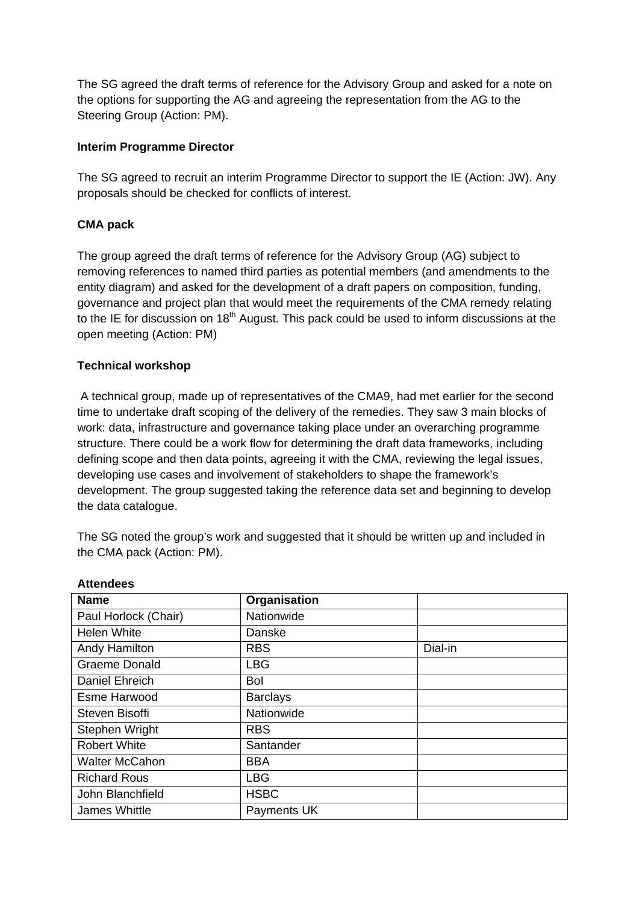The SG agreed the draft terms of reference for the Advisory Group and asked for a note on the options for supporting the AG and agreeing the representation from the AG to the Steering Group (Action: PM).

**Interim Programme Director**

The SG agreed to recruit an interim Programme Director to support the IE (Action: JW). Any proposals should be checked for conflicts of interest.

**CMA pack**

The group agreed the draft terms of reference for the Advisory Group (AG) subject to removing references to named third parties as potential members (and amendments to the entity diagram) and asked for the development of a draft papers on composition, funding, governance and project plan that would meet the requirements of the CMA remedy relating to the IE for discussion on 18th August. This pack could be used to inform discussions at the open meeting (Action: PM)

**Technical workshop**

A technical group, made up of representatives of the CMA9, had met earlier for the second time to undertake draft scoping of the delivery of the remedies. They saw 3 main blocks of work: data, infrastructure and governance taking place under an overarching programme structure. There could be a work flow for determining the draft data frameworks, including defining scope and then data points, agreeing it with the CMA, reviewing the legal issues, developing use cases and involvement of stakeholders to shape the framework's development. The group suggested taking the reference data set and beginning to develop the data catalogue.

The SG noted the group's work and suggested that it should be written up and included in the CMA pack (Action: PM).

**Attendees**

| Name | Organisation | |
|---|---|---|
| Paul Horlock (Chair) | Nationwide | |
| Helen White | Danske | |
| Andy Hamilton | RBS | Dial-in |
| Graeme Donald | LBG | |
| Daniel Ehreich | BoI | |
| Esme Harwood | Barclays | |
| Steven Bisoffi | Nationwide | |
| Stephen Wright | RBS | |
| Robert White | Santander | |
| Walter McCahon | BBA | |
| Richard Rous | LBG | |
| John Blanchfield | HSBC | |
| James Whittle | Payments UK | |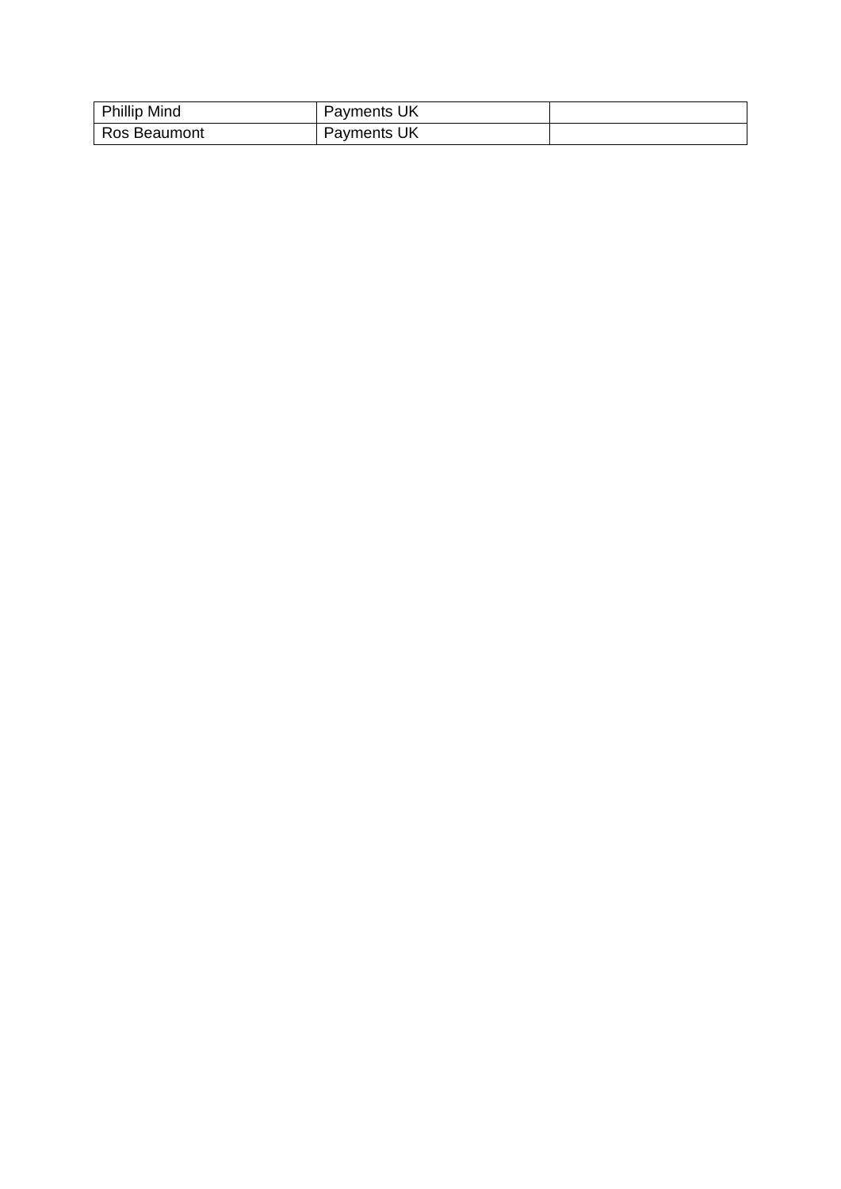| | | |
|---|---|---|
| Phillip Mind | Payments UK | |
| Ros Beaumont | Payments UK | |